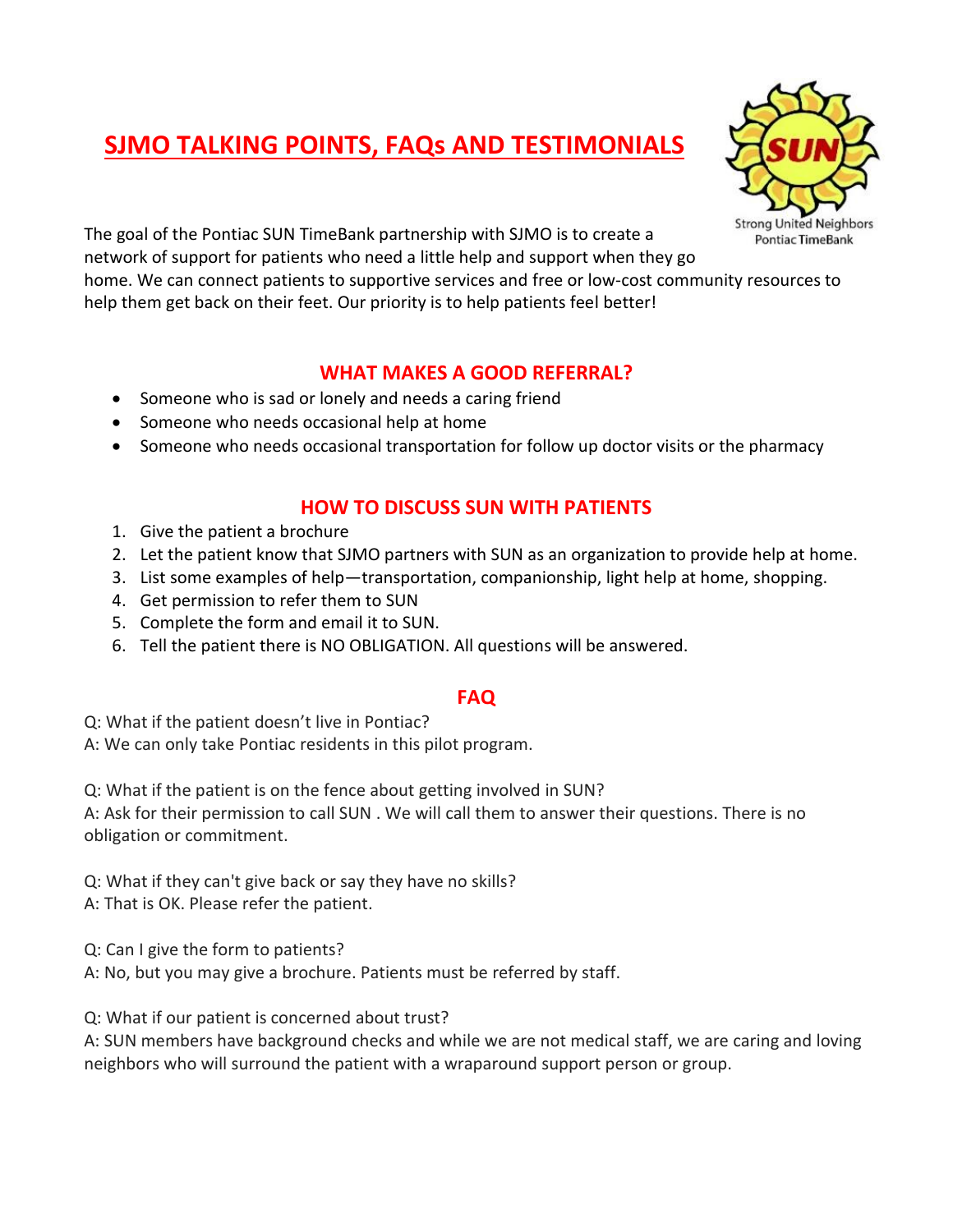# SJMO TALKING POINTS, FAQs AND TESTIMONIALS

Strong United Neighbors
Pontiac TimeBank

The goal of the Pontiac SUN TimeBank partnership with SJMO is to create a network of support for patients who need a little help and support when they go home. We can connect patients to supportive services and free or low-cost community resources to help them get back on their feet. Our priority is to help patients feel better!

## WHAT MAKES A GOOD REFERRAL?

- Someone who is sad or lonely and needs a caring friend
- Someone who needs occasional help at home
- Someone who needs occasional transportation for follow up doctor visits or the pharmacy

## HOW TO DISCUSS SUN WITH PATIENTS

1. Give the patient a brochure
2. Let the patient know that SJMO partners with SUN as an organization to provide help at home.
3. List some examples of help—transportation, companionship, light help at home, shopping.
4. Get permission to refer them to SUN
5. Complete the form and email it to SUN.
6. Tell the patient there is NO OBLIGATION. All questions will be answered.

## FAQ

Q: What if the patient doesn't live in Pontiac?
A: We can only take Pontiac residents in this pilot program.

Q: What if the patient is on the fence about getting involved in SUN?
A: Ask for their permission to call SUN . We will call them to answer their questions. There is no obligation or commitment.

Q: What if they can't give back or say they have no skills?
A: That is OK. Please refer the patient.

Q: Can I give the form to patients?
A: No, but you may give a brochure. Patients must be referred by staff.

Q: What if our patient is concerned about trust?
A: SUN members have background checks and while we are not medical staff, we are caring and loving neighbors who will surround the patient with a wraparound support person or group.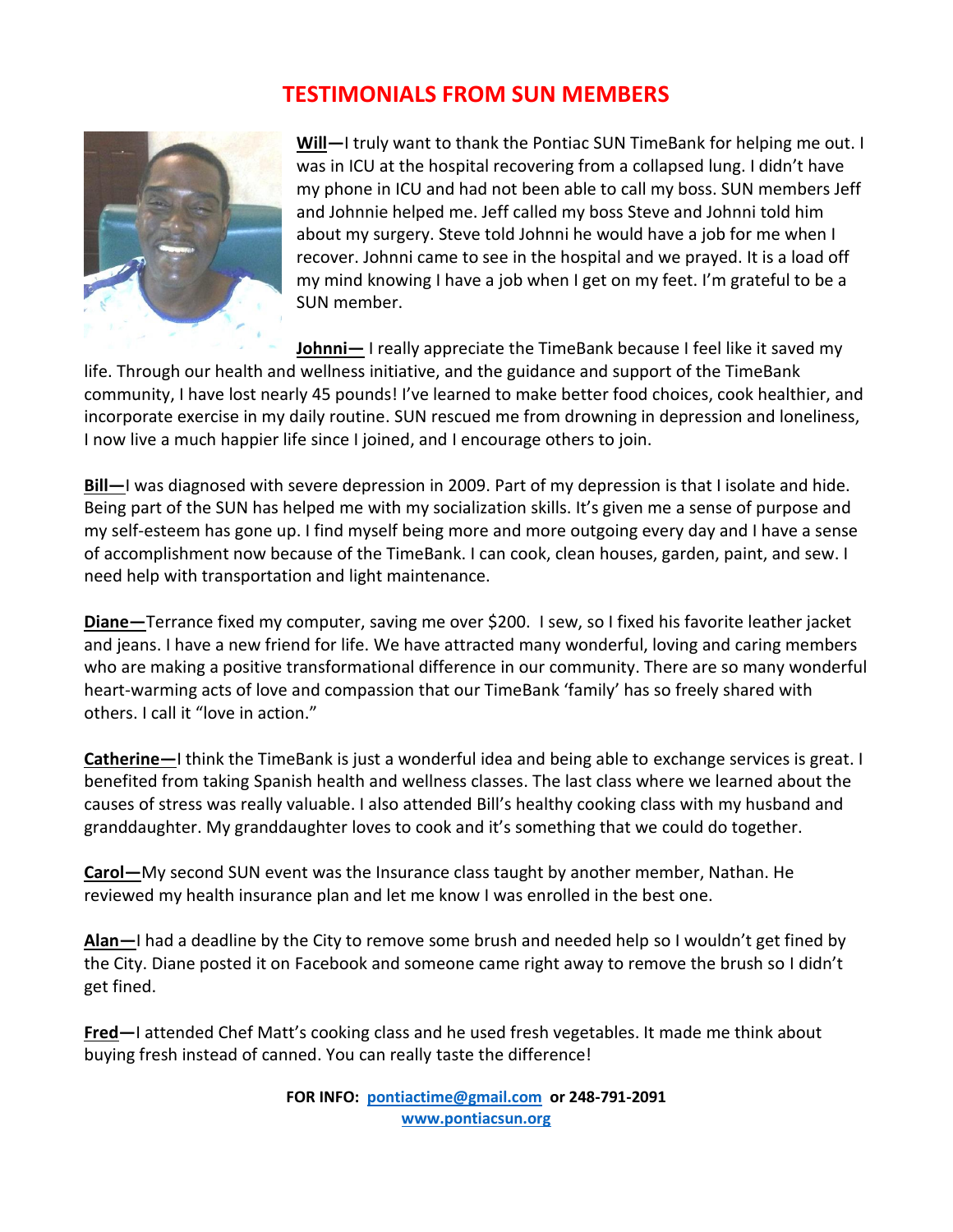# TESTIMONIALS FROM SUN MEMBERS

**Will—**I truly want to thank the Pontiac SUN TimeBank for helping me out. I was in ICU at the hospital recovering from a collapsed lung. I didn't have my phone in ICU and had not been able to call my boss. SUN members Jeff and Johnnie helped me. Jeff called my boss Steve and Johnni told him about my surgery. Steve told Johnni he would have a job for me when I recover. Johnni came to see in the hospital and we prayed. It is a load off my mind knowing I have a job when I get on my feet. I'm grateful to be a SUN member.

**Johnni—** I really appreciate the TimeBank because I feel like it saved my life. Through our health and wellness initiative, and the guidance and support of the TimeBank community, I have lost nearly 45 pounds! I've learned to make better food choices, cook healthier, and incorporate exercise in my daily routine. SUN rescued me from drowning in depression and loneliness, I now live a much happier life since I joined, and I encourage others to join.

**Bill—**I was diagnosed with severe depression in 2009. Part of my depression is that I isolate and hide. Being part of the SUN has helped me with my socialization skills. It's given me a sense of purpose and my self-esteem has gone up. I find myself being more and more outgoing every day and I have a sense of accomplishment now because of the TimeBank. I can cook, clean houses, garden, paint, and sew. I need help with transportation and light maintenance.

**Diane—**Terrance fixed my computer, saving me over $200. I sew, so I fixed his favorite leather jacket and jeans. I have a new friend for life. We have attracted many wonderful, loving and caring members who are making a positive transformational difference in our community. There are so many wonderful heart-warming acts of love and compassion that our TimeBank 'family' has so freely shared with others. I call it "love in action."

**Catherine—**I think the TimeBank is just a wonderful idea and being able to exchange services is great. I benefited from taking Spanish health and wellness classes. The last class where we learned about the causes of stress was really valuable. I also attended Bill's healthy cooking class with my husband and granddaughter. My granddaughter loves to cook and it's something that we could do together.

**Carol—**My second SUN event was the Insurance class taught by another member, Nathan. He reviewed my health insurance plan and let me know I was enrolled in the best one.

**Alan—**I had a deadline by the City to remove some brush and needed help so I wouldn't get fined by the City. Diane posted it on Facebook and someone came right away to remove the brush so I didn't get fined.

**Fred—**I attended Chef Matt's cooking class and he used fresh vegetables. It made me think about buying fresh instead of canned. You can really taste the difference!

**FOR INFO: pontiactime@gmail.com or 248-791-2091**
**www.pontiacsun.org**